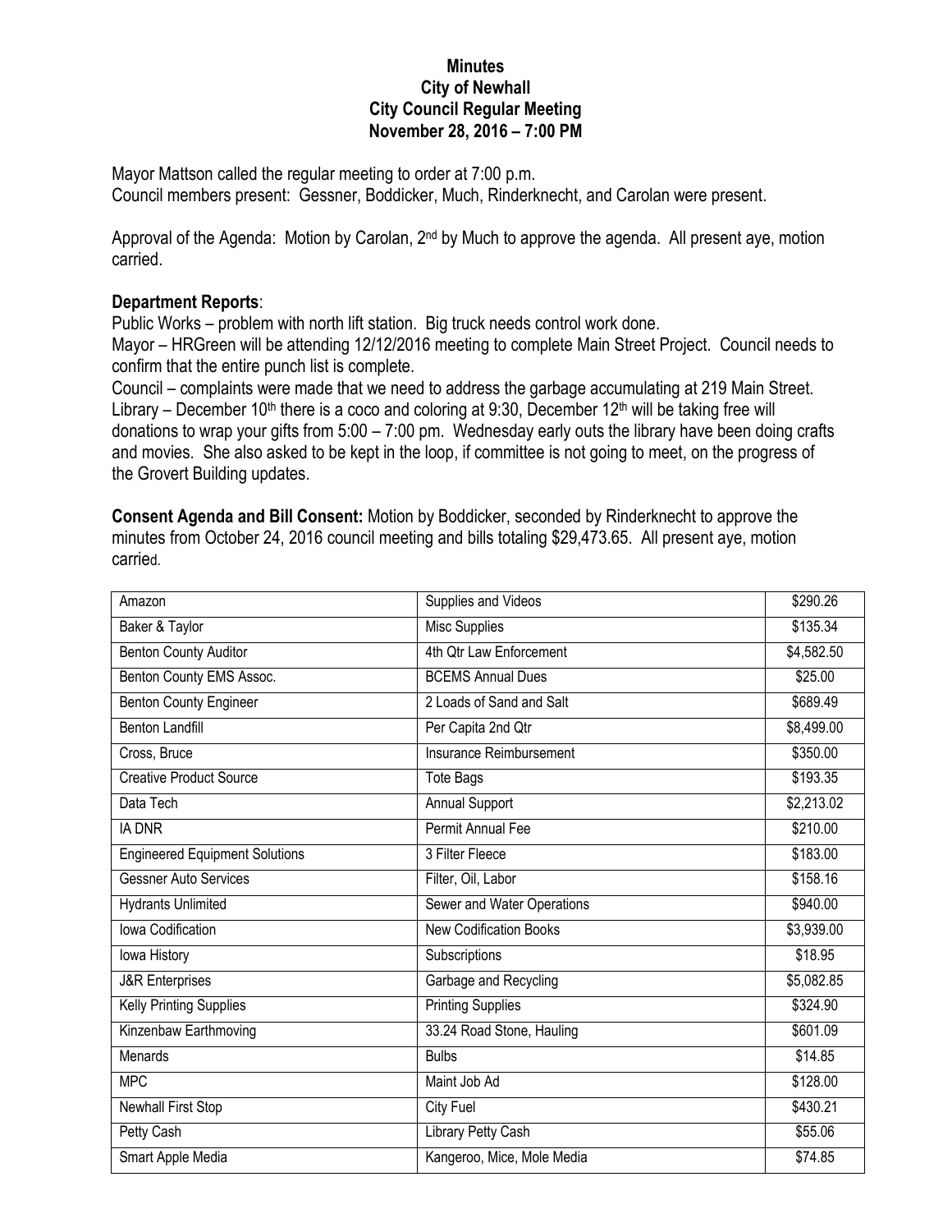# Minutes
## City of Newhall
## City Council Regular Meeting
## November 28, 2016 – 7:00 PM

Mayor Mattson called the regular meeting to order at 7:00 p.m.
Council members present: Gessner, Boddicker, Much, Rinderknecht, and Carolan were present.

Approval of the Agenda: Motion by Carolan, 2nd by Much to approve the agenda. All present aye, motion carried.

**Department Reports**:

Public Works – problem with north lift station. Big truck needs control work done.
Mayor – HRGreen will be attending 12/12/2016 meeting to complete Main Street Project. Council needs to confirm that the entire punch list is complete.
Council – complaints were made that we need to address the garbage accumulating at 219 Main Street.
Library – December 10th there is a coco and coloring at 9:30, December 12th will be taking free will donations to wrap your gifts from 5:00 – 7:00 pm. Wednesday early outs the library have been doing crafts and movies. She also asked to be kept in the loop, if committee is not going to meet, on the progress of the Grovert Building updates.

**Consent Agenda and Bill Consent:** Motion by Boddicker, seconded by Rinderknecht to approve the minutes from October 24, 2016 council meeting and bills totaling $29,473.65. All present aye, motion carried.

| | | |
|---|---|---|
| Amazon | Supplies and Videos | $290.26 |
| Baker & Taylor | Misc Supplies | $135.34 |
| Benton County Auditor | 4th Qtr Law Enforcement | $4,582.50 |
| Benton County EMS Assoc. | BCEMS Annual Dues | $25.00 |
| Benton County Engineer | 2 Loads of Sand and Salt | $689.49 |
| Benton Landfill | Per Capita 2nd Qtr | $8,499.00 |
| Cross, Bruce | Insurance Reimbursement | $350.00 |
| Creative Product Source | Tote Bags | $193.35 |
| Data Tech | Annual Support | $2,213.02 |
| IA DNR | Permit Annual Fee | $210.00 |
| Engineered Equipment Solutions | 3 Filter Fleece | $183.00 |
| Gessner Auto Services | Filter, Oil, Labor | $158.16 |
| Hydrants Unlimited | Sewer and Water Operations | $940.00 |
| Iowa Codification | New Codification Books | $3,939.00 |
| Iowa History | Subscriptions | $18.95 |
| J&R Enterprises | Garbage and Recycling | $5,082.85 |
| Kelly Printing Supplies | Printing Supplies | $324.90 |
| Kinzenbaw Earthmoving | 33.24 Road Stone, Hauling | $601.09 |
| Menards | Bulbs | $14.85 |
| MPC | Maint Job Ad | $128.00 |
| Newhall First Stop | City Fuel | $430.21 |
| Petty Cash | Library Petty Cash | $55.06 |
| Smart Apple Media | Kangeroo, Mice, Mole Media | $74.85 |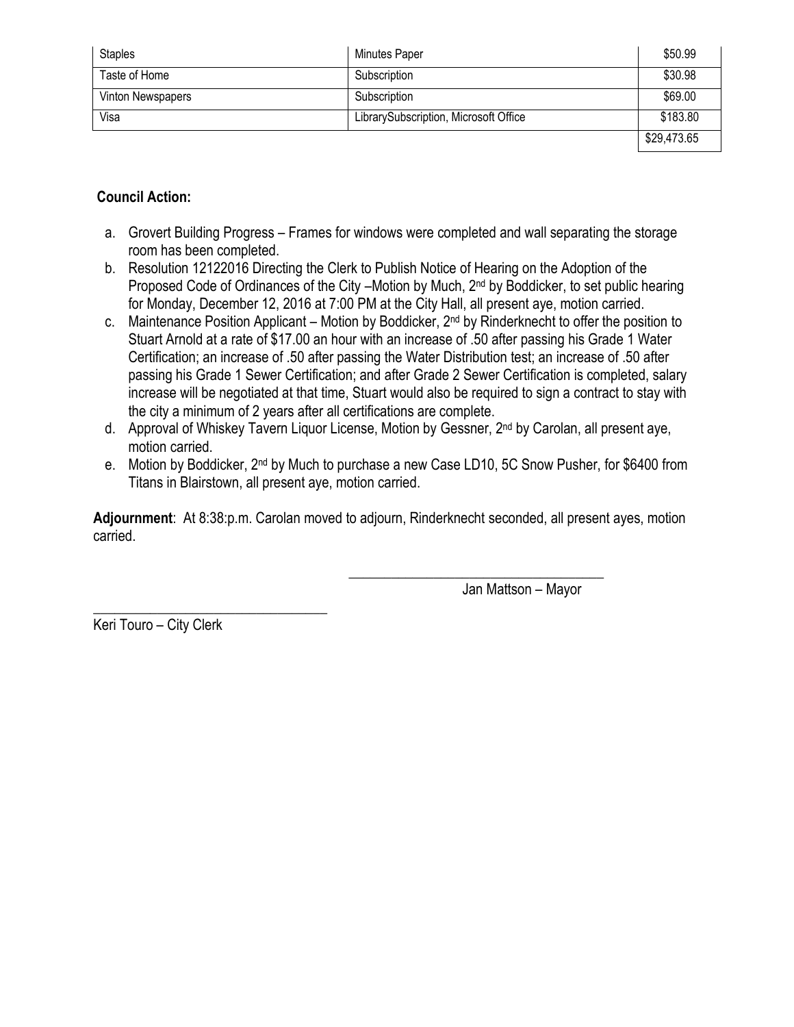| | | |
|---|---|---|
| Staples | Minutes Paper | $50.99 |
| Taste of Home | Subscription | $30.98 |
| Vinton Newspapers | Subscription | $69.00 |
| Visa | LibrarySubscription, Microsoft Office | $183.80 |
| | | $29,473.65 |

**Council Action:**

a. Grovert Building Progress – Frames for windows were completed and wall separating the storage room has been completed.
b. Resolution 12122016 Directing the Clerk to Publish Notice of Hearing on the Adoption of the Proposed Code of Ordinances of the City –Motion by Much, 2nd by Boddicker, to set public hearing for Monday, December 12, 2016 at 7:00 PM at the City Hall, all present aye, motion carried.
c. Maintenance Position Applicant – Motion by Boddicker, 2nd by Rinderknecht to offer the position to Stuart Arnold at a rate of $17.00 an hour with an increase of .50 after passing his Grade 1 Water Certification; an increase of .50 after passing the Water Distribution test; an increase of .50 after passing his Grade 1 Sewer Certification; and after Grade 2 Sewer Certification is completed, salary increase will be negotiated at that time, Stuart would also be required to sign a contract to stay with the city a minimum of 2 years after all certifications are complete.
d. Approval of Whiskey Tavern Liquor License, Motion by Gessner, 2nd by Carolan, all present aye, motion carried.
e. Motion by Boddicker, 2nd by Much to purchase a new Case LD10, 5C Snow Pusher, for $6400 from Titans in Blairstown, all present aye, motion carried.

**Adjournment**: At 8:38:p.m. Carolan moved to adjourn, Rinderknecht seconded, all present ayes, motion carried.

\_\_\_\_\_\_\_\_\_\_\_\_\_\_\_\_\_\_\_\_\_\_\_\_\_\_\_\_\_\_\_\_\_\_\_\_
Jan Mattson – Mayor

\_\_\_\_\_\_\_\_\_\_\_\_\_\_\_\_\_\_\_\_\_\_\_\_\_\_\_\_\_\_\_\_\_\_\_\_
Keri Touro – City Clerk